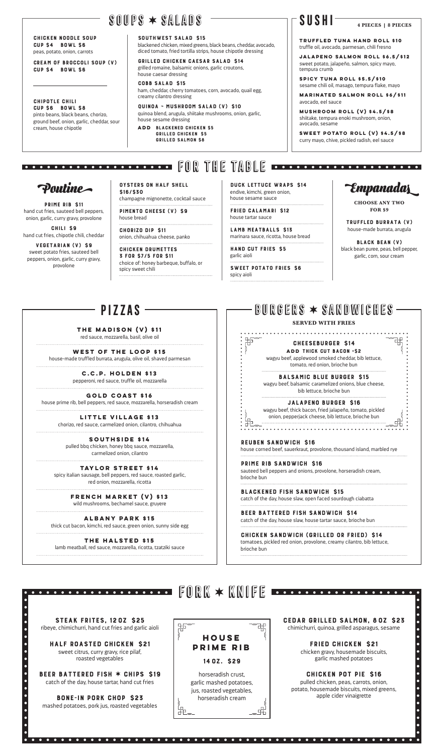## SOUPS ★ SALADS

**CHICKEN NOODLE SOUP**
**CUP $4 BOWL $6**
peas, potato, onion, carrots

**CREAM OF BROCCOLI SOUP (V)**
**CUP $4 BOWL $6**

**CHIPOTLE CHILI**
**CUP $6 BOWL $8**
pinto beans, black beans, chorizo, ground beef, onion, garlic, cheddar, sour cream, house chipotle

**SOUTHWEST SALAD $15**
blackened chicken, mixed greens, black beans, cheddar, avocado, diced tomato, fried tortilla strips, house chipotle dressing

**GRILLED CHICKEN CAESAR SALAD $14**
grilled romaine, balsamic onions, garlic croutons, house caesar dressing

**COBB SALAD $15**
ham, cheddar, cherry tomatoes, corn, avocado, quail egg, creamy cilantro dressing

**QUINOA ~ MUSHROOM SALAD (V) $10**
quinoa blend, arugula, shiitake mushrooms, onion, garlic, house sesame dressing

**ADD BLACKENED CHICKEN $5**
**GRILLED CHICKEN $5**
**GRILLED SALMON $8**

## SUSHI

**4 PIECES | 8 PIECES**

**TRUFFLED TUNA HAND ROLL $10**
truffle oil, avocado, parmesan, chili fresno

**JALAPENO SALMON ROLL $6.5/$12**
sweet potato, jalapeño, salmon, spicy mayo, tempura crumb

**SPICY TUNA ROLL $5.5/$10**
sesame chili oil, masago, tempura flake, mayo

**MARINATED SALMON ROLL $6/$11**
avocado, eel sauce

**MUSHROOM ROLL (V) $4.5/$8**
shiitake, tempura enoki mushroom, onion, avocado, sesame

**SWEET POTATO ROLL (V) $4.5/$8**
curry mayo, chive, pickled radish, eel sauce

## FOR THE TABLE

### Poutine

**PRIME RIB $11**
hand cut fries, sauteed bell peppers, onion, garlic, curry gravy, provolone

**CHILI $9**
hand cut fries, chipotle chili, cheddar

**VEGETARIAN (V) $9**
sweet potato fries, sauteed bell peppers, onion, garlic, curry gravy, provolone

**OYSTERS ON HALF SHELL $16/$30**
champagne mignonette, cocktail sauce

**PIMENTO CHEESE (V) $9**
house bread

**CHORIZO DIP $11**
onion, chihuahua cheese, panko

**CHICKEN DRUMETTES**
**3 FOR $7/5 FOR $11**
choice of: honey barbeque, buffalo, or spicy sweet chili

**DUCK LETTUCE WRAPS $14**
endive, kimchi, green onion, house sesame sauce

**FRIED CALAMARI $12**
house tartar sauce

**LAMB MEATBALLS $13**
marinara sauce, ricotta, house bread

**HAND CUT FRIES $5**
garlic aioli

**SWEET POTATO FRIES $6**
spicy aioli

### Empanadas

**CHOOSE ANY TWO FOR $9**

**TRUFFLED BURRATA (V)**
house-made burrata, arugula

**BLACK BEAN (V)**
black bean puree, peas, bell pepper, garlic, corn, sour cream

## PIZZAS

**THE MADISON (V) $11**
red sauce, mozzarella, basil, olive oil

**WEST OF THE LOOP $15**
house-made truffled burrata, arugula, olive oil, shaved parmesan

**C.C.P. HOLDEN $13**
pepperoni, red sauce, truffle oil, mozzarella

**GOLD COAST $16**
house prime rib, bell peppers, red sauce, mozzarella, horseradish cream

**LITTLE VILLAGE $13**
chorizo, red sauce, carmelized onion, cilantro, chihuahua

**SOUTHSIDE $14**
pulled bbq chicken, honey bbq sauce, mozzarella, carmelized onion, cilantro

**TAYLOR STREET $14**
spicy italian sausage, bell peppers, red sauce, roasted garlic, red onion, mozzarella, ricotta

**FRENCH MARKET (V) $13**
wild mushrooms, bechamel sauce, gruyere

**ALBANY PARK $15**
thick cut bacon, kimchi, red sauce, green onion, sunny side egg

**THE HALSTED $15**
lamb meatball, red sauce, mozzarella, ricotta, tzatziki sauce

## BURGERS ★ SANDWICHES

**SERVED WITH FRIES**

**CHEESEBURGER $14**
**ADD THICK CUT BACON +$2**
wagyu beef, applewood smoked cheddar, bib lettuce, tomato, red onion, brioche bun

**BALSAMIC BLUE BURGER $15**
wagyu beef, balsamic caramelized onions, blue cheese, bib lettuce, brioche bun

**JALAPENO BURGER $16**
wagyu beef, thick bacon, fried jalapeño, tomato, pickled onion, pepperjack cheese, bib lettuce, brioche bun

**REUBEN SANDWICH $16**
house corned beef, sauerkraut, provolone, thousand island, marbled rye

**PRIME RIB SANDWICH $16**
sauteed bell peppers and onions, provolone, horseradish cream, brioche bun

**BLACKENED FISH SANDWICH $15**
catch of the day, house slaw, open faced sourdough ciabatta

**BEER BATTERED FISH SANDWICH $14**
catch of the day, house slaw, house tartar sauce, brioche bun

**CHICKEN SANDWICH (GRILLED OR FRIED) $14**
tomatoes, pickled red onion, provolone, creamy cilantro, bib lettuce, brioche bun

## FORK ★ KNIFE

**STEAK FRITES, 12 OZ $25**
ribeye, chimichurri, hand cut fries and garlic aioli

**HALF ROASTED CHICKEN $21**
sweet citrus, curry gravy, rice pilaf, roasted vegetables

**BEER BATTERED FISH ★ CHIPS $19**
catch of the day, house tartar, hand cut fries

**BONE-IN PORK CHOP $23**
mashed potatoes, pork jus, roasted vegetables

**HOUSE PRIME RIB**
**14 OZ. $29**
horseradish crust, garlic mashed potatoes, jus, roasted vegetables, horseradish cream

**CEDAR GRILLED SALMON, 8 OZ $23**
chimichurri, quinoa, grilled asparagus, sesame

**FRIED CHICKEN $21**
chicken gravy, housemade biscuits, garlic mashed potatoes

**CHICKEN POT PIE $16**
pulled chicken, peas, carrots, onion, potato, housemade biscuits, mixed greens, apple cider vinaigrette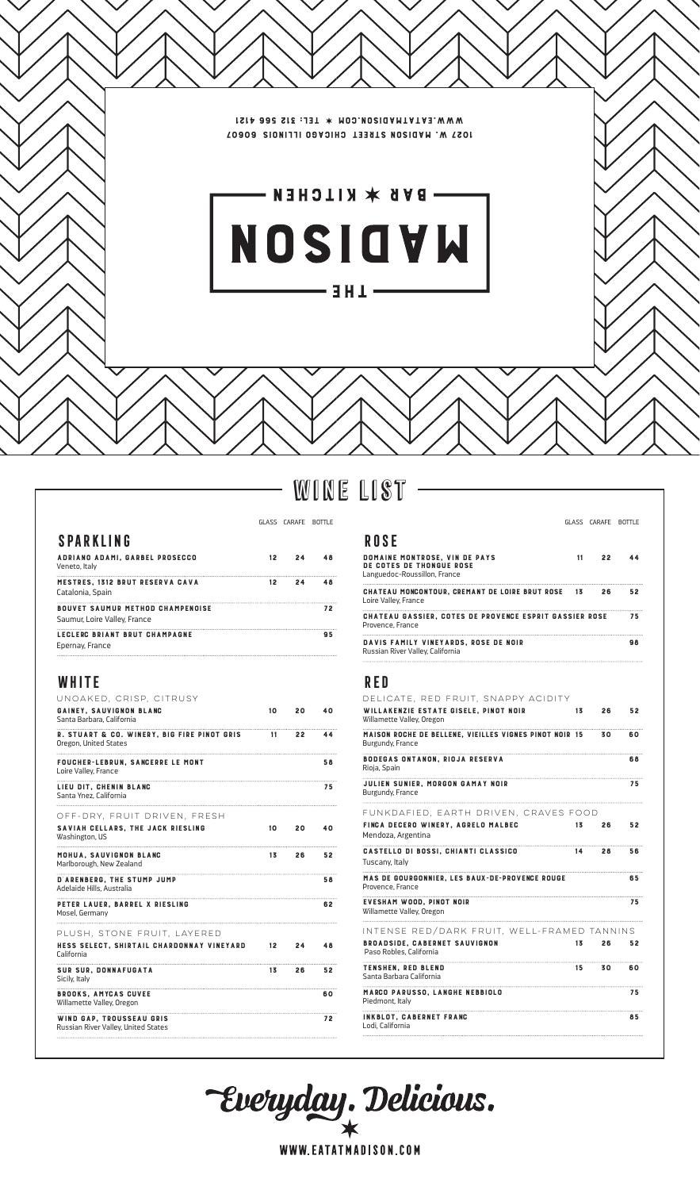1027 W. MADISON STREET CHICAGO ILLINOIS 60607

WWW.EATATMADISON.COM ✶ TEL: 312 566 4121

THE

# MADISON

BAR ✶ KITCHEN

## WINE LIST

### SPARKLING

| | GLASS | CARAFE | BOTTLE |
|---|---|---|---|
| **ADRIANO ADAMI, GARBEL PROSECCO** Veneto, Italy | 12 | 24 | 48 |
| **MESTRES, 1312 BRUT RESERVA CAVA** Catalonia, Spain | 12 | 24 | 48 |
| **BOUVET SAUMUR METHOD CHAMPENOISE** Saumur, Loire Valley, France | | | 72 |
| **LECLERC BRIANT BRUT CHAMPAGNE** Epernay, France | | | 95 |

### WHITE

UNOAKED, CRISP, CITRUSY

| | GLASS | CARAFE | BOTTLE |
|---|---|---|---|
| **GAINEY, SAUVIGNON BLANC** Santa Barbara, California | 10 | 20 | 40 |
| **R. STUART & CO. WINERY, BIG FIRE PINOT GRIS** Oregon, United States | 11 | 22 | 44 |
| **FOUCHER-LEBRUN, SANCERRE LE MONT** Loire Valley, France | | | 58 |
| **LIEU DIT, CHENIN BLANC** Santa Ynez, California | | | 75 |

OFF-DRY, FRUIT DRIVEN, FRESH

| | GLASS | CARAFE | BOTTLE |
|---|---|---|---|
| **SAVIAH CELLARS, THE JACK RIESLING** Washington, US | 10 | 20 | 40 |
| **MOHUA, SAUVIGNON BLANC** Marlborough, New Zealand | 13 | 26 | 52 |
| **D'ARENBERG, THE STUMP JUMP** Adelaide Hills, Australia | | | 58 |
| **PETER LAUER, BARREL X RIESLING** Mosel, Germany | | | 62 |

PLUSH, STONE FRUIT, LAYERED

| | GLASS | CARAFE | BOTTLE |
|---|---|---|---|
| **HESS SELECT, SHIRTAIL CHARDONNAY VINEYARD** California | 12 | 24 | 48 |
| **SUR SUR, DONNAFUGATA** Sicily, Italy | 13 | 26 | 52 |
| **BROOKS, AMYCAS CUVEE** Willamette Valley, Oregon | | | 60 |
| **WIND GAP, TROUSSEAU GRIS** Russian River Valley, United States | | | 72 |

### ROSE

| | GLASS | CARAFE | BOTTLE |
|---|---|---|---|
| **DOMAINE MONTROSE, VIN DE PAYS DE COTES DE THONGUE ROSE** Languedoc-Roussillon, France | 11 | 22 | 44 |
| **CHATEAU MONCONTOUR, CREMANT DE LOIRE BRUT ROSE** Loire Valley, France | 13 | 26 | 52 |
| **CHATEAU GASSIER, COTES DE PROVENCE ESPRIT GASSIER ROSE** Provence, France | | | 75 |
| **DAVIS FAMILY VINEYARDS, ROSE DE NOIR** Russian River Valley, California | | | 98 |

### RED

DELICATE, RED FRUIT, SNAPPY ACIDITY

| | GLASS | CARAFE | BOTTLE |
|---|---|---|---|
| **WILLAKENZIE ESTATE GISELE, PINOT NOIR** Willamette Valley, Oregon | 13 | 26 | 52 |
| **MAISON ROCHE DE BELLENE, VIEILLES VIGNES PINOT NOIR** Burgundy, France | 15 | 30 | 60 |
| **BODEGAS ONTANON, RIOJA RESERVA** Rioja, Spain | | | 68 |
| **JULIEN SUNIER, MORGON GAMAY NOIR** Burgundy, France | | | 75 |

FUNKDAFIED, EARTH DRIVEN, CRAVES FOOD

| | GLASS | CARAFE | BOTTLE |
|---|---|---|---|
| **FINCA DECERO WINERY, AGRELO MALBEC** Mendoza, Argentina | 13 | 26 | 52 |
| **CASTELLO DI BOSSI, CHIANTI CLASSICO** Tuscany, Italy | 14 | 28 | 56 |
| **MAS DE GOURGONNIER, LES BAUX-DE-PROVENCE ROUGE** Provence, France | | | 65 |
| **EVESHAM WOOD, PINOT NOIR** Willamette Valley, Oregon | | | 75 |

INTENSE RED/DARK FRUIT, WELL-FRAMED TANNINS

| | GLASS | CARAFE | BOTTLE |
|---|---|---|---|
| **BROADSIDE, CABERNET SAUVIGNON** Paso Robles, California | 13 | 26 | 52 |
| **TENSHEN, RED BLEND** Santa Barbara California | 15 | 30 | 60 |
| **MARCO PARUSSO, LANGHE NEBBIOLO** Piedmont, Italy | | | 75 |
| **INKBLOT, CABERNET FRANC** Lodi, California | | | 85 |

*Everyday. Delicious.*

WWW.EATATMADISON.COM